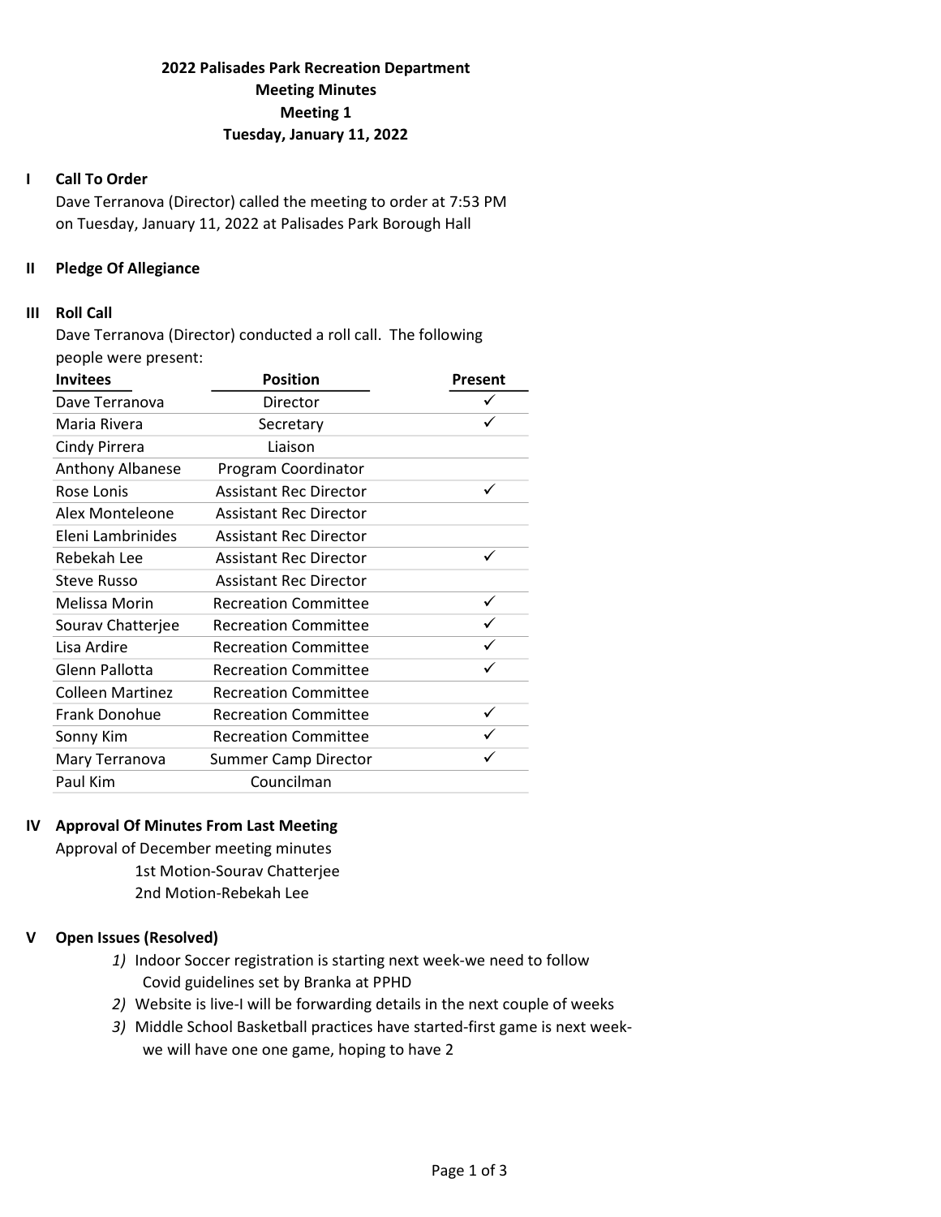# 2022 Palisades Park Recreation Department
## Meeting Minutes
## Meeting 1
## Tuesday, January 11, 2022

## I Call To Order

Dave Terranova (Director) called the meeting to order at 7:53 PM on Tuesday, January 11, 2022 at Palisades Park Borough Hall

## II Pledge Of Allegiance

## III Roll Call

Dave Terranova (Director) conducted a roll call. The following people were present:

| Invitees | Position | Present |
|---|---|---|
| Dave Terranova | Director | ✓ |
| Maria Rivera | Secretary | ✓ |
| Cindy Pirrera | Liaison | |
| Anthony Albanese | Program Coordinator | |
| Rose Lonis | Assistant Rec Director | ✓ |
| Alex Monteleone | Assistant Rec Director | |
| Eleni Lambrinides | Assistant Rec Director | |
| Rebekah Lee | Assistant Rec Director | ✓ |
| Steve Russo | Assistant Rec Director | |
| Melissa Morin | Recreation Committee | ✓ |
| Sourav Chatterjee | Recreation Committee | ✓ |
| Lisa Ardire | Recreation Committee | ✓ |
| Glenn Pallotta | Recreation Committee | ✓ |
| Colleen Martinez | Recreation Committee | |
| Frank Donohue | Recreation Committee | ✓ |
| Sonny Kim | Recreation Committee | ✓ |
| Mary Terranova | Summer Camp Director | ✓ |
| Paul Kim | Councilman | |

## IV Approval Of Minutes From Last Meeting

Approval of December meeting minutes

1st Motion-Sourav Chatterjee

2nd Motion-Rebekah Lee

## V Open Issues (Resolved)

1) Indoor Soccer registration is starting next week-we need to follow Covid guidelines set by Branka at PPHD
2) Website is live-I will be forwarding details in the next couple of weeks
3) Middle School Basketball practices have started-first game is next week-we will have one one game, hoping to have 2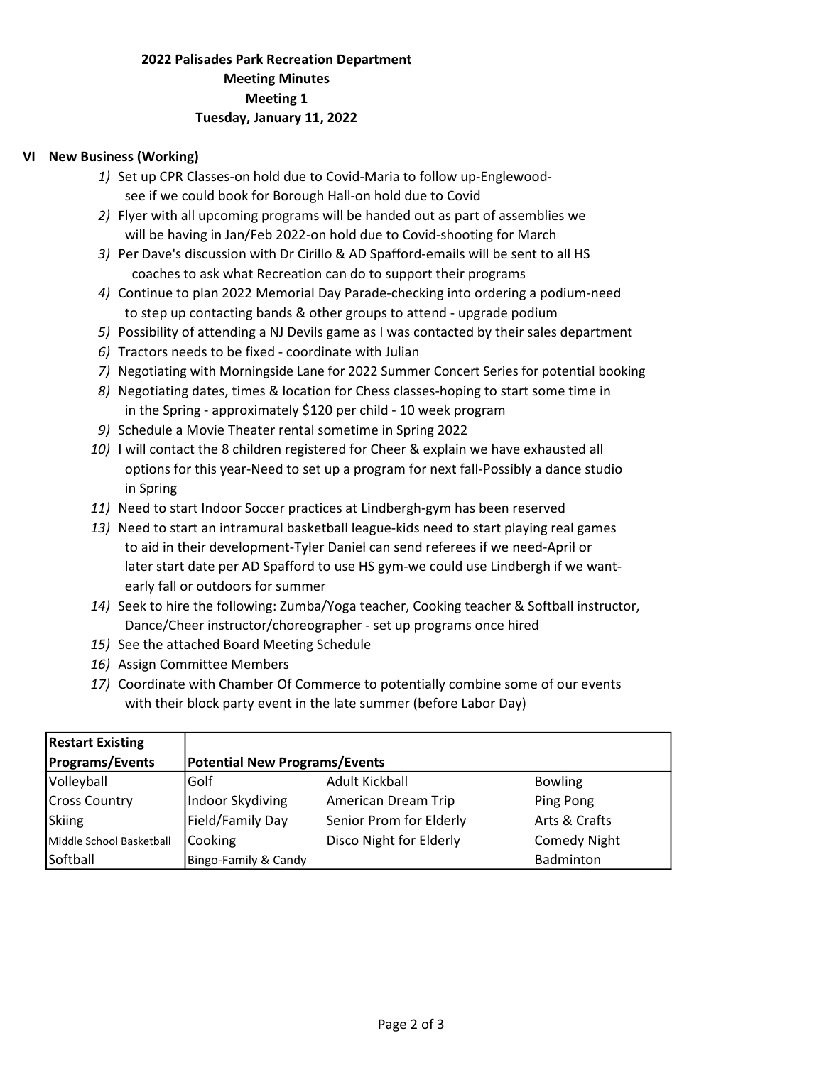**2022 Palisades Park Recreation Department**
**Meeting Minutes**
**Meeting 1**
**Tuesday, January 11, 2022**

## VI New Business (Working)

1) Set up CPR Classes-on hold due to Covid-Maria to follow up-Englewood- see if we could book for Borough Hall-on hold due to Covid
2) Flyer with all upcoming programs will be handed out as part of assemblies we will be having in Jan/Feb 2022-on hold due to Covid-shooting for March
3) Per Dave's discussion with Dr Cirillo & AD Spafford-emails will be sent to all HS coaches to ask what Recreation can do to support their programs
4) Continue to plan 2022 Memorial Day Parade-checking into ordering a podium-need to step up contacting bands & other groups to attend - upgrade podium
5) Possibility of attending a NJ Devils game as I was contacted by their sales department
6) Tractors needs to be fixed - coordinate with Julian
7) Negotiating with Morningside Lane for 2022 Summer Concert Series for potential booking
8) Negotiating dates, times & location for Chess classes-hoping to start some time in the Spring - approximately $120 per child - 10 week program
9) Schedule a Movie Theater rental sometime in Spring 2022
10) I will contact the 8 children registered for Cheer & explain we have exhausted all options for this year-Need to set up a program for next fall-Possibly a dance studio in Spring
11) Need to start Indoor Soccer practices at Lindbergh-gym has been reserved
13) Need to start an intramural basketball league-kids need to start playing real games to aid in their development-Tyler Daniel can send referees if we need-April or later start date per AD Spafford to use HS gym-we could use Lindbergh if we want-early fall or outdoors for summer
14) Seek to hire the following: Zumba/Yoga teacher, Cooking teacher & Softball instructor, Dance/Cheer instructor/choreographer - set up programs once hired
15) See the attached Board Meeting Schedule
16) Assign Committee Members
17) Coordinate with Chamber Of Commerce to potentially combine some of our events with their block party event in the late summer (before Labor Day)

| Restart Existing Programs/Events | Potential New Programs/Events | | |
|---|---|---|---|
| Volleyball | Golf | Adult Kickball | Bowling |
| Cross Country | Indoor Skydiving | American Dream Trip | Ping Pong |
| Skiing | Field/Family Day | Senior Prom for Elderly | Arts & Crafts |
| Middle School Basketball | Cooking | Disco Night for Elderly | Comedy Night |
| Softball | Bingo-Family & Candy | | Badminton |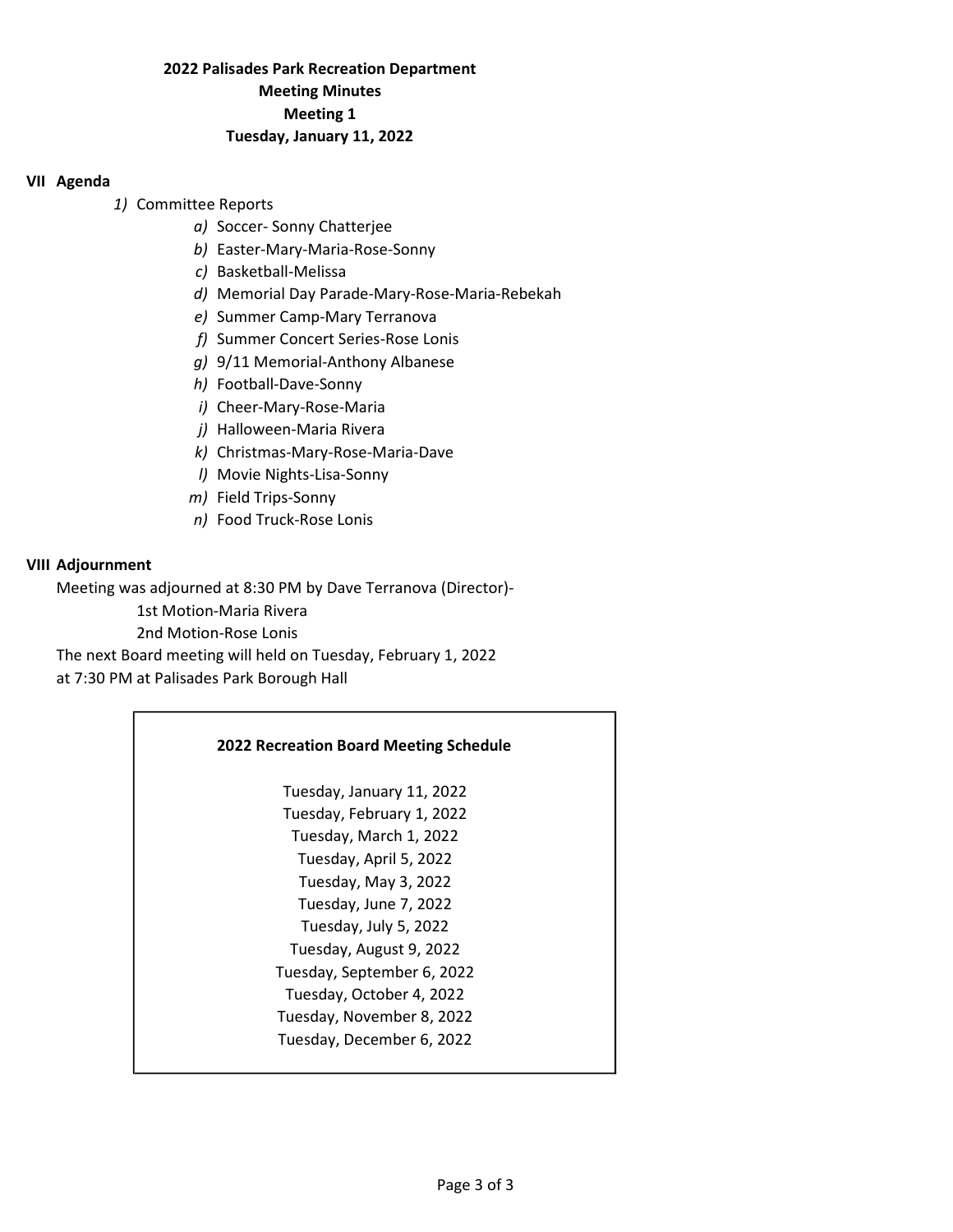**2022 Palisades Park Recreation Department**
**Meeting Minutes**
**Meeting 1**
**Tuesday, January 11, 2022**

## VII Agenda

1) Committee Reports
   - a) Soccer- Sonny Chatterjee
   - b) Easter-Mary-Maria-Rose-Sonny
   - c) Basketball-Melissa
   - d) Memorial Day Parade-Mary-Rose-Maria-Rebekah
   - e) Summer Camp-Mary Terranova
   - f) Summer Concert Series-Rose Lonis
   - g) 9/11 Memorial-Anthony Albanese
   - h) Football-Dave-Sonny
   - i) Cheer-Mary-Rose-Maria
   - j) Halloween-Maria Rivera
   - k) Christmas-Mary-Rose-Maria-Dave
   - l) Movie Nights-Lisa-Sonny
   - m) Field Trips-Sonny
   - n) Food Truck-Rose Lonis

## VIII Adjournment

Meeting was adjourned at 8:30 PM by Dave Terranova (Director)-

1st Motion-Maria Rivera

2nd Motion-Rose Lonis

The next Board meeting will held on Tuesday, February 1, 2022
at 7:30 PM at Palisades Park Borough Hall

**2022 Recreation Board Meeting Schedule**

Tuesday, January 11, 2022
Tuesday, February 1, 2022
Tuesday, March 1, 2022
Tuesday, April 5, 2022
Tuesday, May 3, 2022
Tuesday, June 7, 2022
Tuesday, July 5, 2022
Tuesday, August 9, 2022
Tuesday, September 6, 2022
Tuesday, October 4, 2022
Tuesday, November 8, 2022
Tuesday, December 6, 2022